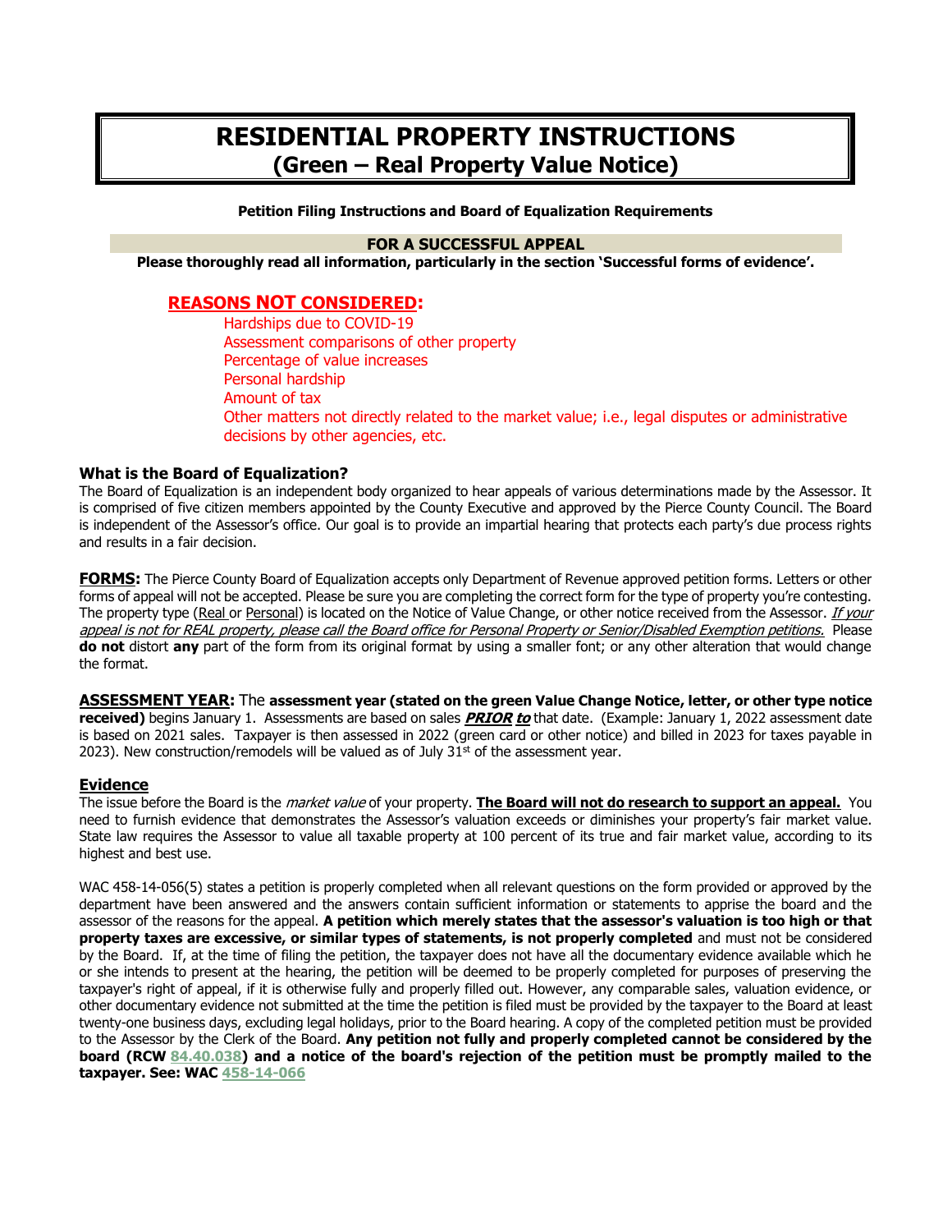# RESIDENTIAL PROPERTY INSTRUCTIONS
## (Green – Real Property Value Notice)

**Petition Filing Instructions and Board of Equalization Requirements**

**FOR A SUCCESSFUL APPEAL**

**Please thoroughly read all information, particularly in the section 'Successful forms of evidence'.**

### REASONS NOT CONSIDERED:

- Hardships due to COVID-19
- Assessment comparisons of other property
- Percentage of value increases
- Personal hardship
- Amount of tax
- Other matters not directly related to the market value; i.e., legal disputes or administrative decisions by other agencies, etc.

### What is the Board of Equalization?

The Board of Equalization is an independent body organized to hear appeals of various determinations made by the Assessor. It is comprised of five citizen members appointed by the County Executive and approved by the Pierce County Council. The Board is independent of the Assessor's office. Our goal is to provide an impartial hearing that protects each party's due process rights and results in a fair decision.

**FORMS:** The Pierce County Board of Equalization accepts only Department of Revenue approved petition forms. Letters or other forms of appeal will not be accepted. Please be sure you are completing the correct form for the type of property you're contesting. The property type (Real or Personal) is located on the Notice of Value Change, or other notice received from the Assessor. *If your appeal is not for REAL property, please call the Board office for Personal Property or Senior/Disabled Exemption petitions.* Please **do not** distort **any** part of the form from its original format by using a smaller font; or any other alteration that would change the format.

**ASSESSMENT YEAR:** The **assessment year (stated on the green Value Change Notice, letter, or other type notice received)** begins January 1. Assessments are based on sales ***PRIOR to*** that date. (Example: January 1, 2022 assessment date is based on 2021 sales. Taxpayer is then assessed in 2022 (green card or other notice) and billed in 2023 for taxes payable in 2023). New construction/remodels will be valued as of July 31st of the assessment year.

### Evidence

The issue before the Board is the *market value* of your property. **The Board will not do research to support an appeal.** You need to furnish evidence that demonstrates the Assessor's valuation exceeds or diminishes your property's fair market value. State law requires the Assessor to value all taxable property at 100 percent of its true and fair market value, according to its highest and best use.

WAC 458-14-056(5) states a petition is properly completed when all relevant questions on the form provided or approved by the department have been answered and the answers contain sufficient information or statements to apprise the board and the assessor of the reasons for the appeal. **A petition which merely states that the assessor's valuation is too high or that property taxes are excessive, or similar types of statements, is not properly completed** and must not be considered by the Board. If, at the time of filing the petition, the taxpayer does not have all the documentary evidence available which he or she intends to present at the hearing, the petition will be deemed to be properly completed for purposes of preserving the taxpayer's right of appeal, if it is otherwise fully and properly filled out. However, any comparable sales, valuation evidence, or other documentary evidence not submitted at the time the petition is filed must be provided by the taxpayer to the Board at least twenty-one business days, excluding legal holidays, prior to the Board hearing. A copy of the completed petition must be provided to the Assessor by the Clerk of the Board. **Any petition not fully and properly completed cannot be considered by the board (RCW 84.40.038) and a notice of the board's rejection of the petition must be promptly mailed to the taxpayer. See: WAC 458-14-066**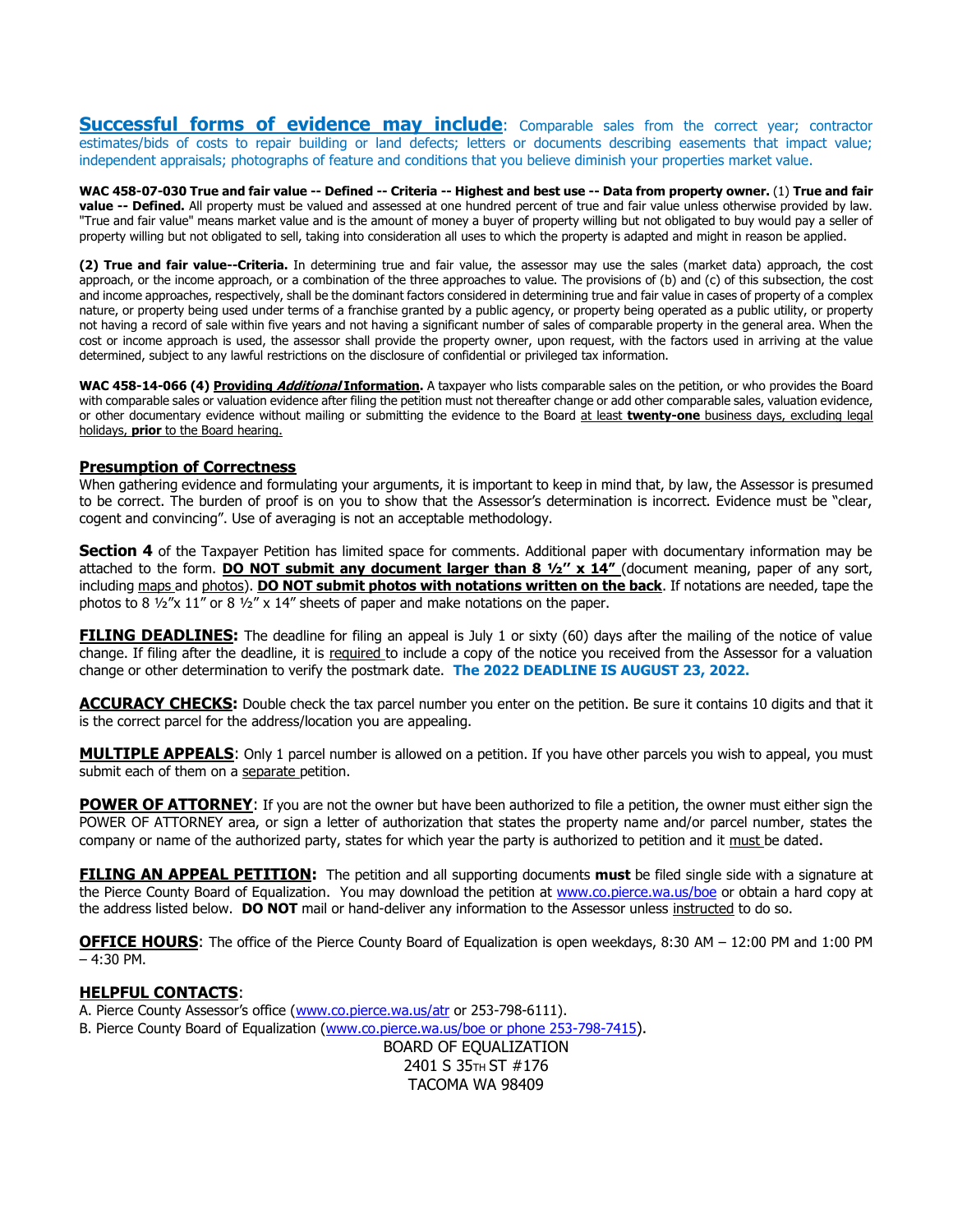**Successful forms of evidence may include**: Comparable sales from the correct year; contractor estimates/bids of costs to repair building or land defects; letters or documents describing easements that impact value; independent appraisals; photographs of feature and conditions that you believe diminish your properties market value.

**WAC 458-07-030 True and fair value -- Defined -- Criteria -- Highest and best use -- Data from property owner.** (1) **True and fair value -- Defined.** All property must be valued and assessed at one hundred percent of true and fair value unless otherwise provided by law. "True and fair value" means market value and is the amount of money a buyer of property willing but not obligated to buy would pay a seller of property willing but not obligated to sell, taking into consideration all uses to which the property is adapted and might in reason be applied.

**(2) True and fair value--Criteria.** In determining true and fair value, the assessor may use the sales (market data) approach, the cost approach, or the income approach, or a combination of the three approaches to value. The provisions of (b) and (c) of this subsection, the cost and income approaches, respectively, shall be the dominant factors considered in determining true and fair value in cases of property of a complex nature, or property being used under terms of a franchise granted by a public agency, or property being operated as a public utility, or property not having a record of sale within five years and not having a significant number of sales of comparable property in the general area. When the cost or income approach is used, the assessor shall provide the property owner, upon request, with the factors used in arriving at the value determined, subject to any lawful restrictions on the disclosure of confidential or privileged tax information.

**WAC 458-14-066 (4) Providing *Additional* Information.** A taxpayer who lists comparable sales on the petition, or who provides the Board with comparable sales or valuation evidence after filing the petition must not thereafter change or add other comparable sales, valuation evidence, or other documentary evidence without mailing or submitting the evidence to the Board at least **twenty-one** business days, excluding legal holidays, **prior** to the Board hearing.

## Presumption of Correctness

When gathering evidence and formulating your arguments, it is important to keep in mind that, by law, the Assessor is presumed to be correct. The burden of proof is on you to show that the Assessor's determination is incorrect. Evidence must be "clear, cogent and convincing". Use of averaging is not an acceptable methodology.

**Section 4** of the Taxpayer Petition has limited space for comments. Additional paper with documentary information may be attached to the form. **DO NOT submit any document larger than 8 ½'' x 14"** (document meaning, paper of any sort, including maps and photos). **DO NOT submit photos with notations written on the back**. If notations are needed, tape the photos to 8 ½"x 11" or 8 ½" x 14" sheets of paper and make notations on the paper.

**FILING DEADLINES:** The deadline for filing an appeal is July 1 or sixty (60) days after the mailing of the notice of value change. If filing after the deadline, it is required to include a copy of the notice you received from the Assessor for a valuation change or other determination to verify the postmark date. **The 2022 DEADLINE IS AUGUST 23, 2022.**

**ACCURACY CHECKS:** Double check the tax parcel number you enter on the petition. Be sure it contains 10 digits and that it is the correct parcel for the address/location you are appealing.

**MULTIPLE APPEALS**: Only 1 parcel number is allowed on a petition. If you have other parcels you wish to appeal, you must submit each of them on a separate petition.

**POWER OF ATTORNEY**: If you are not the owner but have been authorized to file a petition, the owner must either sign the POWER OF ATTORNEY area, or sign a letter of authorization that states the property name and/or parcel number, states the company or name of the authorized party, states for which year the party is authorized to petition and it must be dated.

**FILING AN APPEAL PETITION:** The petition and all supporting documents **must** be filed single side with a signature at the Pierce County Board of Equalization. You may download the petition at www.co.pierce.wa.us/boe or obtain a hard copy at the address listed below. **DO NOT** mail or hand-deliver any information to the Assessor unless instructed to do so.

**OFFICE HOURS**: The office of the Pierce County Board of Equalization is open weekdays, 8:30 AM – 12:00 PM and 1:00 PM – 4:30 PM.

**HELPFUL CONTACTS**:

A. Pierce County Assessor's office (www.co.pierce.wa.us/atr or 253-798-6111).
B. Pierce County Board of Equalization (www.co.pierce.wa.us/boe or phone 253-798-7415).

BOARD OF EQUALIZATION
2401 S 35TH ST #176
TACOMA WA 98409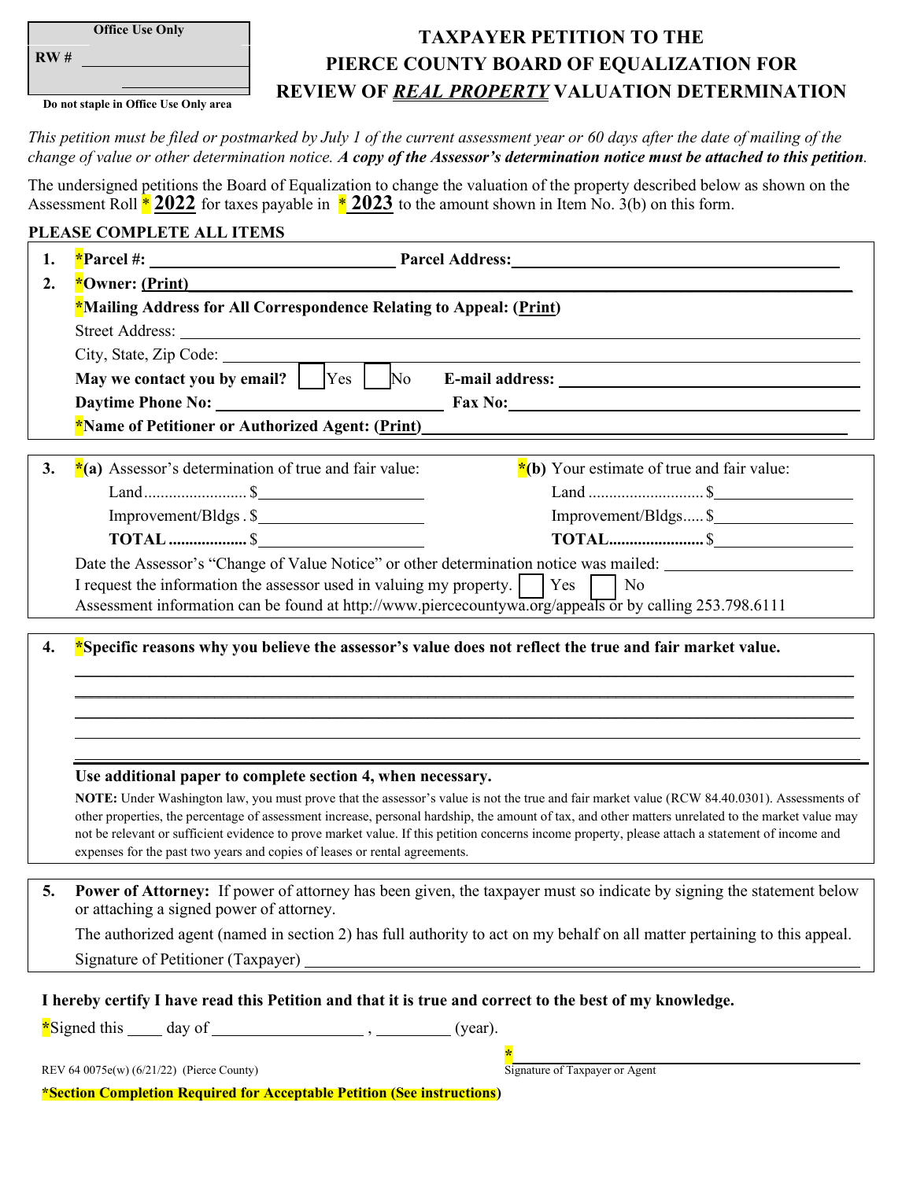| Office Use Only |
| --- |
| RW # ____________ |
| ____________ |

Do not staple in Office Use Only area

# TAXPAYER PETITION TO THE PIERCE COUNTY BOARD OF EQUALIZATION FOR REVIEW OF *REAL PROPERTY* VALUATION DETERMINATION

*This petition must be filed or postmarked by July 1 of the current assessment year or 60 days after the date of mailing of the change of value or other determination notice.* ***A copy of the Assessor's determination notice must be attached to this petition.***

The undersigned petitions the Board of Equalization to change the valuation of the property described below as shown on the Assessment Roll * **2022** for taxes payable in * **2023** to the amount shown in Item No. 3(b) on this form.

**PLEASE COMPLETE ALL ITEMS**

**1.** ***Parcel #:** ____________________ **Parcel Address:** ____________________

**2.** ***Owner: (Print)** ____________________

***Mailing Address for All Correspondence Relating to Appeal: (Print)**

Street Address: ____________________

City, State, Zip Code: ____________________

**May we contact you by email?** ☐ Yes ☐ No **E-mail address:** ____________________

**Daytime Phone No:** ____________________ **Fax No:** ____________________

***Name of Petitioner or Authorized Agent: (Print)** ____________________

**3.**

| *(a) Assessor's determination of true and fair value: | | *(b) Your estimate of true and fair value: | |
| --- | --- | --- | --- |
| Land | $____________ | Land | $____________ |
| Improvement/Bldgs | $____________ | Improvement/Bldgs | $____________ |
| **TOTAL** | $____________ | **TOTAL** | $____________ |

Date the Assessor's "Change of Value Notice" or other determination notice was mailed: ____________

I request the information the assessor used in valuing my property. ☐ Yes ☐ No

Assessment information can be found at http://www.piercecountywa.org/appeals or by calling 253.798.6111

**4.** ***Specific reasons why you believe the assessor's value does not reflect the true and fair market value.**

____________________

____________________

____________________

____________________

**Use additional paper to complete section 4, when necessary.**

**NOTE:** Under Washington law, you must prove that the assessor's value is not the true and fair market value (RCW 84.40.0301). Assessments of other properties, the percentage of assessment increase, personal hardship, the amount of tax, and other matters unrelated to the market value may not be relevant or sufficient evidence to prove market value. If this petition concerns income property, please attach a statement of income and expenses for the past two years and copies of leases or rental agreements.

**5.** **Power of Attorney:** If power of attorney has been given, the taxpayer must so indicate by signing the statement below or attaching a signed power of attorney.

The authorized agent (named in section 2) has full authority to act on my behalf on all matter pertaining to this appeal.

Signature of Petitioner (Taxpayer) ____________________

**I hereby certify I have read this Petition and that it is true and correct to the best of my knowledge.**

*Signed this ____ day of ____________ , ________ (year).

* ____________________
Signature of Taxpayer or Agent

REV 64 0075e(w) (6/21/22) (Pierce County)

***Section Completion Required for Acceptable Petition (See instructions)**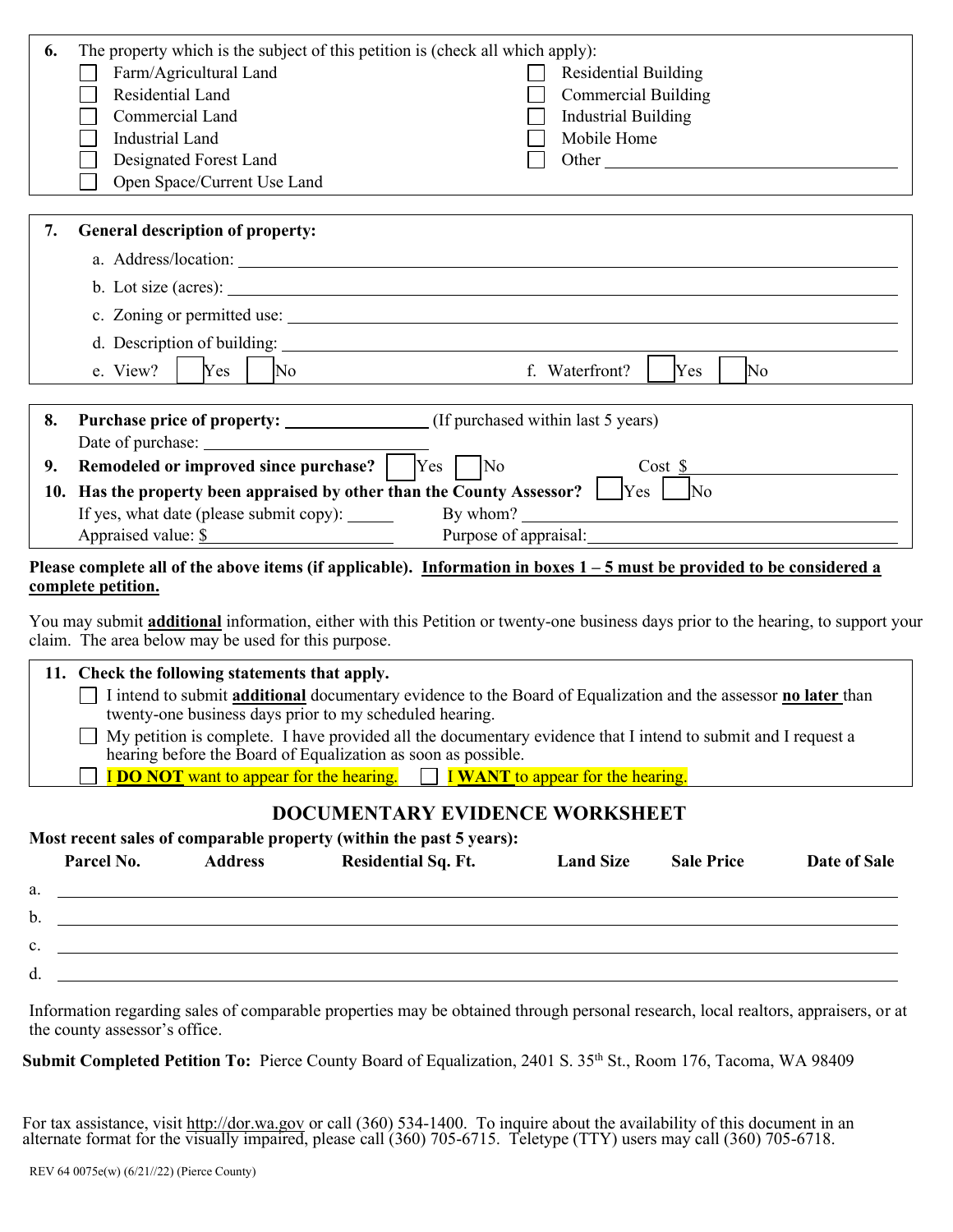**6.** The property which is the subject of this petition is (check all which apply):

- ☐ Farm/Agricultural Land
- ☐ Residential Land
- ☐ Commercial Land
- ☐ Industrial Land
- ☐ Designated Forest Land
- ☐ Open Space/Current Use Land
- ☐ Residential Building
- ☐ Commercial Building
- ☐ Industrial Building
- ☐ Mobile Home
- ☐ Other ______________________________

**7. General description of property:**

a. Address/location: ______________________________

b. Lot size (acres): ______________________________

c. Zoning or permitted use: ______________________________

d. Description of building: ______________________________

e. View? ☐ Yes ☐ No

f. Waterfront? ☐ Yes ☐ No

**8. Purchase price of property:** ________________ (If purchased within last 5 years)

Date of purchase: ______________________

**9. Remodeled or improved since purchase?** ☐ Yes ☐ No Cost $ ______________

**10. Has the property been appraised by other than the County Assessor?** ☐ Yes ☐ No

If yes, what date (please submit copy): ______ By whom? ______________________

Appraised value: $ ______________________ Purpose of appraisal: ______________________

**Please complete all of the above items (if applicable). Information in boxes 1 – 5 must be provided to be considered a complete petition.**

You may submit **additional** information, either with this Petition or twenty-one business days prior to the hearing, to support your claim. The area below may be used for this purpose.

**11. Check the following statements that apply.**

- ☐ I intend to submit **additional** documentary evidence to the Board of Equalization and the assessor **no later** than twenty-one business days prior to my scheduled hearing.
- ☐ My petition is complete. I have provided all the documentary evidence that I intend to submit and I request a hearing before the Board of Equalization as soon as possible.
- ☐ I **DO NOT** want to appear for the hearing. ☐ I **WANT** to appear for the hearing.

## DOCUMENTARY EVIDENCE WORKSHEET

**Most recent sales of comparable property (within the past 5 years):**

| | Parcel No. | Address | Residential Sq. Ft. | Land Size | Sale Price | Date of Sale |
|---|---|---|---|---|---|---|
| a. | | | | | | |
| b. | | | | | | |
| c. | | | | | | |
| d. | | | | | | |

Information regarding sales of comparable properties may be obtained through personal research, local realtors, appraisers, or at the county assessor's office.

**Submit Completed Petition To:** Pierce County Board of Equalization, 2401 S. 35th St., Room 176, Tacoma, WA 98409

For tax assistance, visit http://dor.wa.gov or call (360) 534-1400. To inquire about the availability of this document in an alternate format for the visually impaired, please call (360) 705-6715. Teletype (TTY) users may call (360) 705-6718.

REV 64 0075e(w) (6/21//22) (Pierce County)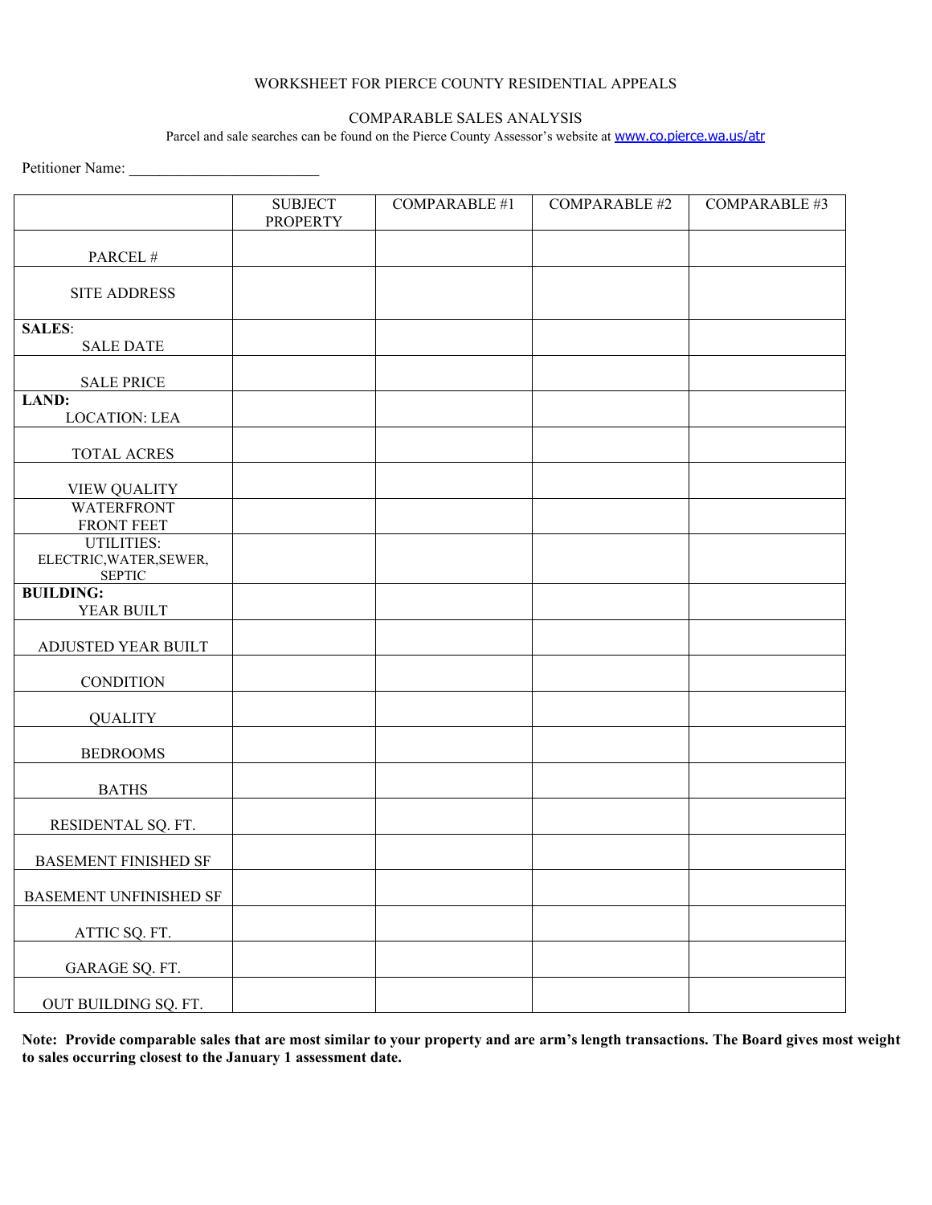# WORKSHEET FOR PIERCE COUNTY RESIDENTIAL APPEALS

## COMPARABLE SALES ANALYSIS

Parcel and sale searches can be found on the Pierce County Assessor's website at www.co.pierce.wa.us/atr

Petitioner Name: _________________________

| | SUBJECT PROPERTY | COMPARABLE #1 | COMPARABLE #2 | COMPARABLE #3 |
|---|---|---|---|---|
| PARCEL # | | | | |
| SITE ADDRESS | | | | |
| **SALES**: SALE DATE | | | | |
| SALE PRICE | | | | |
| **LAND:** LOCATION: LEA | | | | |
| TOTAL ACRES | | | | |
| VIEW QUALITY | | | | |
| WATERFRONT FRONT FEET | | | | |
| UTILITIES: ELECTRIC,WATER,SEWER, SEPTIC | | | | |
| **BUILDING:** YEAR BUILT | | | | |
| ADJUSTED YEAR BUILT | | | | |
| CONDITION | | | | |
| QUALITY | | | | |
| BEDROOMS | | | | |
| BATHS | | | | |
| RESIDENTAL SQ. FT. | | | | |
| BASEMENT FINISHED SF | | | | |
| BASEMENT UNFINISHED SF | | | | |
| ATTIC SQ. FT. | | | | |
| GARAGE SQ. FT. | | | | |
| OUT BUILDING SQ. FT. | | | | |

**Note: Provide comparable sales that are most similar to your property and are arm's length transactions. The Board gives most weight to sales occurring closest to the January 1 assessment date.**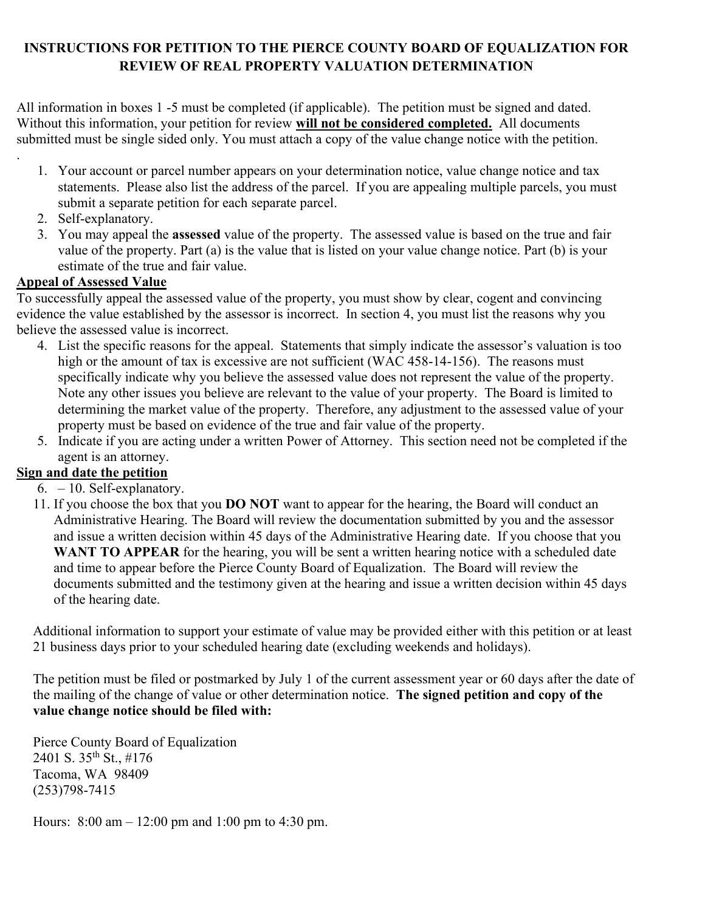# INSTRUCTIONS FOR PETITION TO THE PIERCE COUNTY BOARD OF EQUALIZATION FOR REVIEW OF REAL PROPERTY VALUATION DETERMINATION

All information in boxes 1 -5 must be completed (if applicable). The petition must be signed and dated. Without this information, your petition for review **will not be considered completed.** All documents submitted must be single sided only. You must attach a copy of the value change notice with the petition.

1. Your account or parcel number appears on your determination notice, value change notice and tax statements. Please also list the address of the parcel. If you are appealing multiple parcels, you must submit a separate petition for each separate parcel.
2. Self-explanatory.
3. You may appeal the **assessed** value of the property. The assessed value is based on the true and fair value of the property. Part (a) is the value that is listed on your value change notice. Part (b) is your estimate of the true and fair value.

**Appeal of Assessed Value**

To successfully appeal the assessed value of the property, you must show by clear, cogent and convincing evidence the value established by the assessor is incorrect. In section 4, you must list the reasons why you believe the assessed value is incorrect.

4. List the specific reasons for the appeal. Statements that simply indicate the assessor's valuation is too high or the amount of tax is excessive are not sufficient (WAC 458-14-156). The reasons must specifically indicate why you believe the assessed value does not represent the value of the property. Note any other issues you believe are relevant to the value of your property. The Board is limited to determining the market value of the property. Therefore, any adjustment to the assessed value of your property must be based on evidence of the true and fair value of the property.
5. Indicate if you are acting under a written Power of Attorney. This section need not be completed if the agent is an attorney.

**Sign and date the petition**

6. – 10. Self-explanatory.

11. If you choose the box that you **DO NOT** want to appear for the hearing, the Board will conduct an Administrative Hearing. The Board will review the documentation submitted by you and the assessor and issue a written decision within 45 days of the Administrative Hearing date. If you choose that you **WANT TO APPEAR** for the hearing, you will be sent a written hearing notice with a scheduled date and time to appear before the Pierce County Board of Equalization. The Board will review the documents submitted and the testimony given at the hearing and issue a written decision within 45 days of the hearing date.

Additional information to support your estimate of value may be provided either with this petition or at least 21 business days prior to your scheduled hearing date (excluding weekends and holidays).

The petition must be filed or postmarked by July 1 of the current assessment year or 60 days after the date of the mailing of the change of value or other determination notice. **The signed petition and copy of the value change notice should be filed with:**

Pierce County Board of Equalization
2401 S. 35th St., #176
Tacoma, WA 98409
(253)798-7415

Hours: 8:00 am – 12:00 pm and 1:00 pm to 4:30 pm.